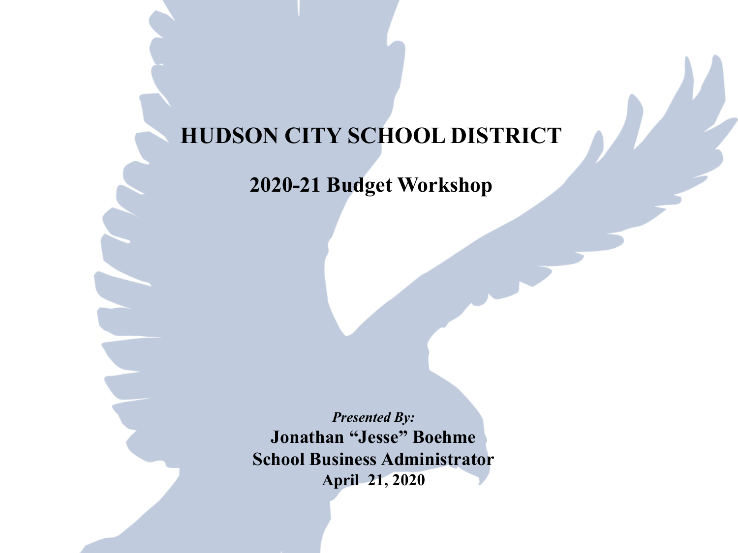# HUDSON CITY SCHOOL DISTRICT

## 2020-21 Budget Workshop

***Presented By:***

**Jonathan "Jesse" Boehme**

**School Business Administrator**

**April 21, 2020**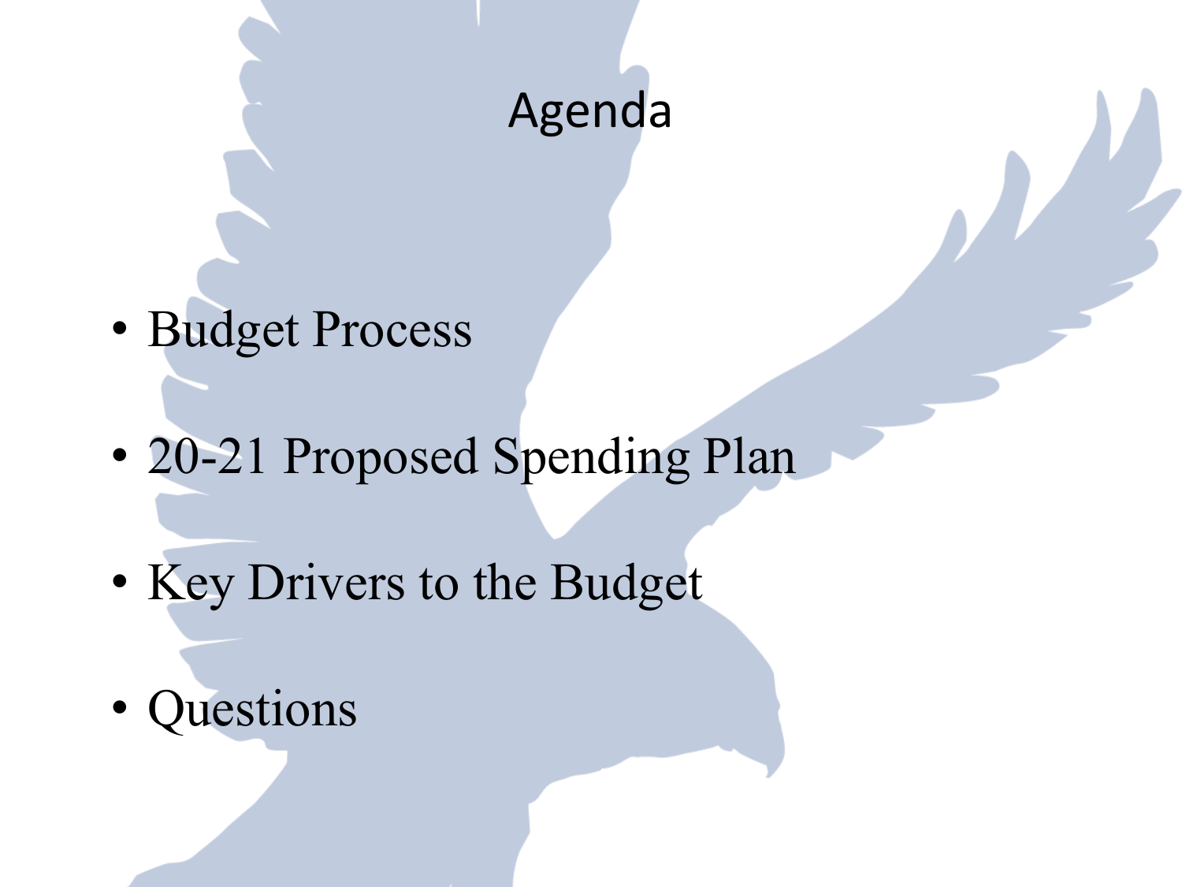# Agenda

- Budget Process
- 20-21 Proposed Spending Plan
- Key Drivers to the Budget
- Questions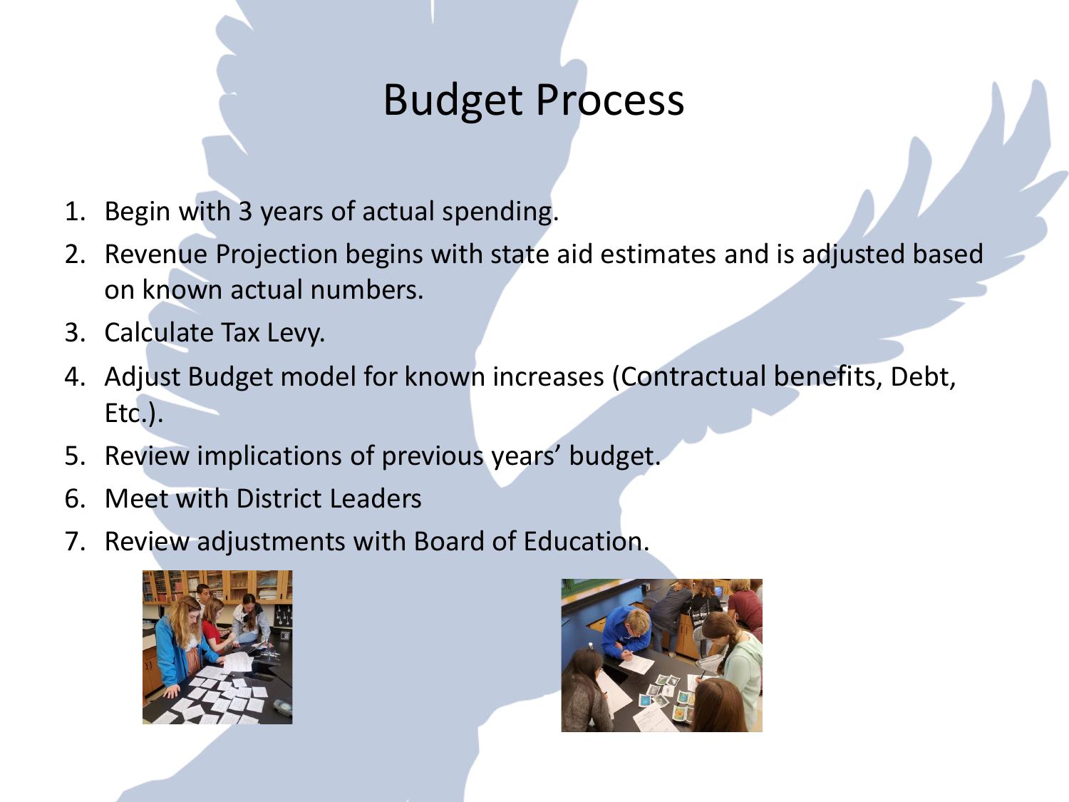# Budget Process

1. Begin with 3 years of actual spending.
2. Revenue Projection begins with state aid estimates and is adjusted based on known actual numbers.
3. Calculate Tax Levy.
4. Adjust Budget model for known increases (Contractual benefits, Debt, Etc.).
5. Review implications of previous years' budget.
6. Meet with District Leaders
7. Review adjustments with Board of Education.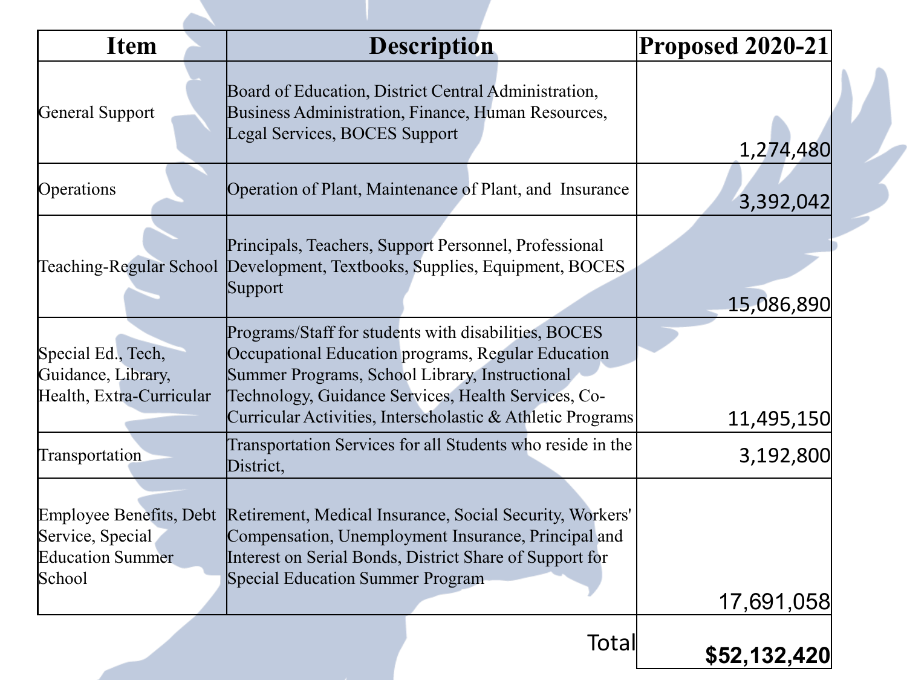| Item | Description | Proposed 2020-21 |
|---|---|---|
| General Support | Board of Education, District Central Administration, Business Administration, Finance, Human Resources, Legal Services, BOCES Support | 1,274,480 |
| Operations | Operation of Plant, Maintenance of Plant, and Insurance | 3,392,042 |
| Teaching-Regular School | Principals, Teachers, Support Personnel, Professional Development, Textbooks, Supplies, Equipment, BOCES Support | 15,086,890 |
| Special Ed., Tech, Guidance, Library, Health, Extra-Curricular | Programs/Staff for students with disabilities, BOCES Occupational Education programs, Regular Education Summer Programs, School Library, Instructional Technology, Guidance Services, Health Services, Co-Curricular Activities, Interscholastic & Athletic Programs | 11,495,150 |
| Transportation | Transportation Services for all Students who reside in the District, | 3,192,800 |
| Employee Benefits, Debt Service, Special Education Summer School | Retirement, Medical Insurance, Social Security, Workers' Compensation, Unemployment Insurance, Principal and Interest on Serial Bonds, District Share of Support for Special Education Summer Program | 17,691,058 |
| | Total | **$52,132,420** |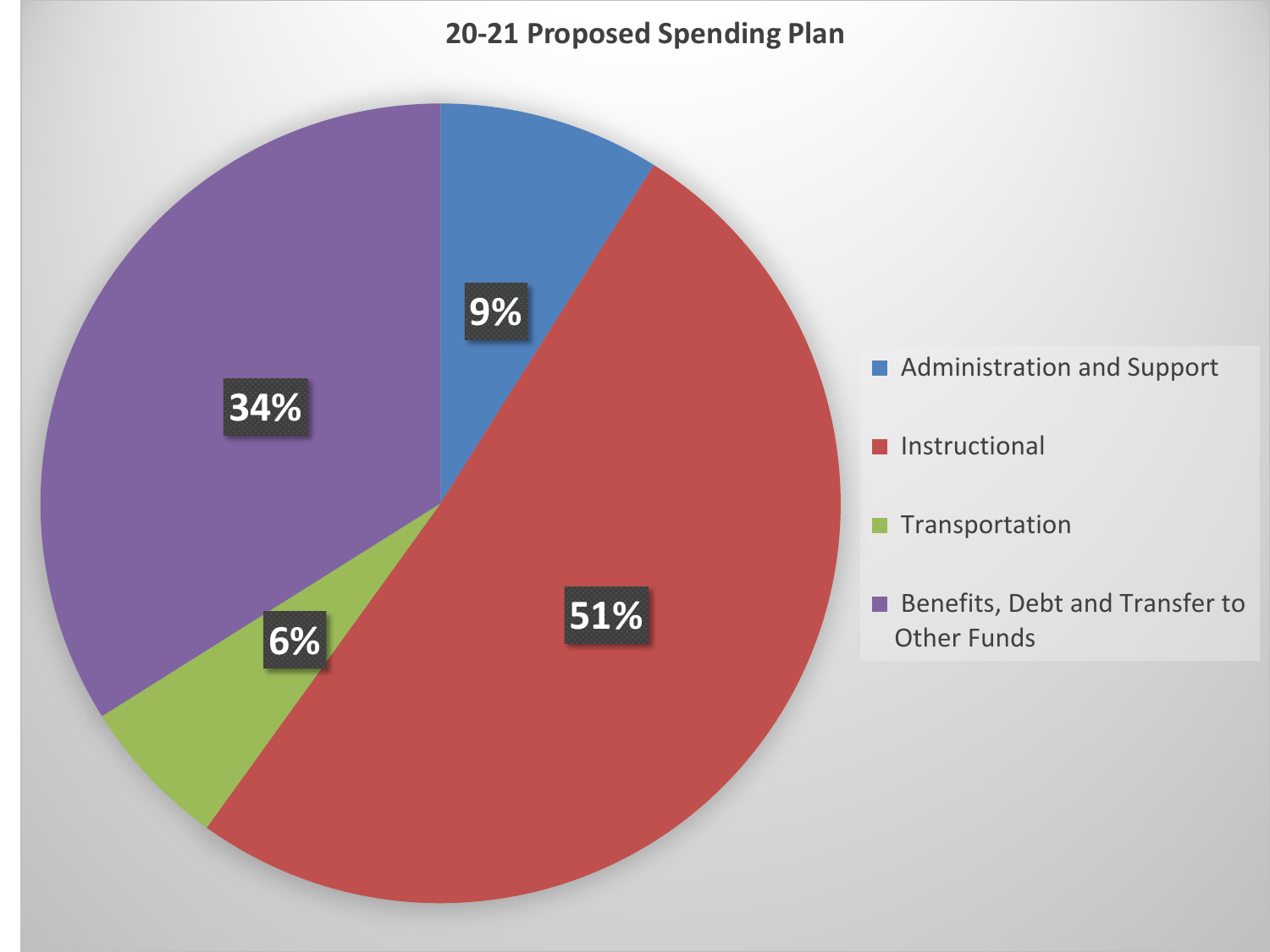## 20-21 Proposed Spending Plan

| Category | Percentage |
| --- | --- |
| Administration and Support | 9% |
| Instructional | 51% |
| Transportation | 6% |
| Benefits, Debt and Transfer to Other Funds | 34% |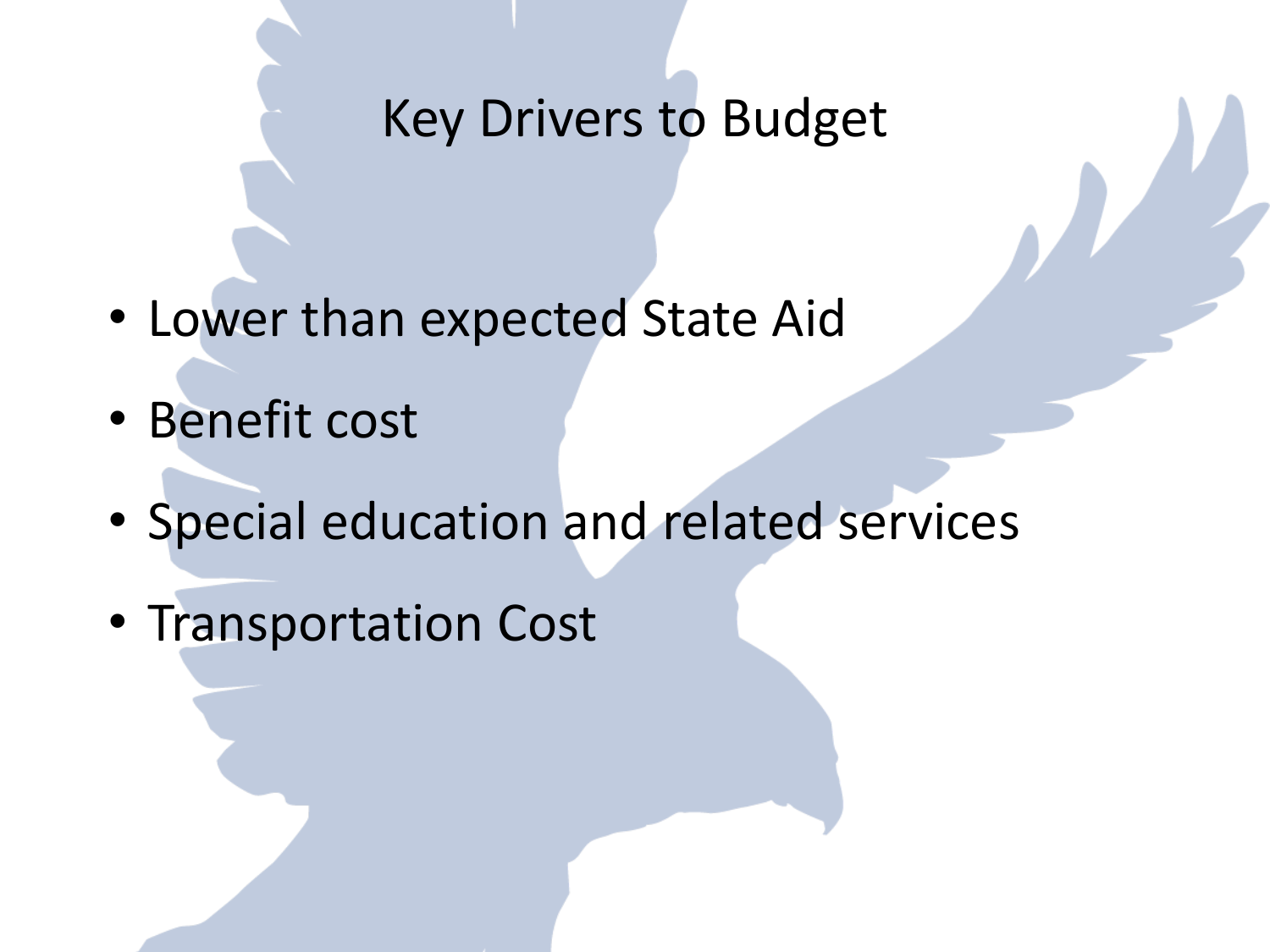# Key Drivers to Budget

- Lower than expected State Aid
- Benefit cost
- Special education and related services
- Transportation Cost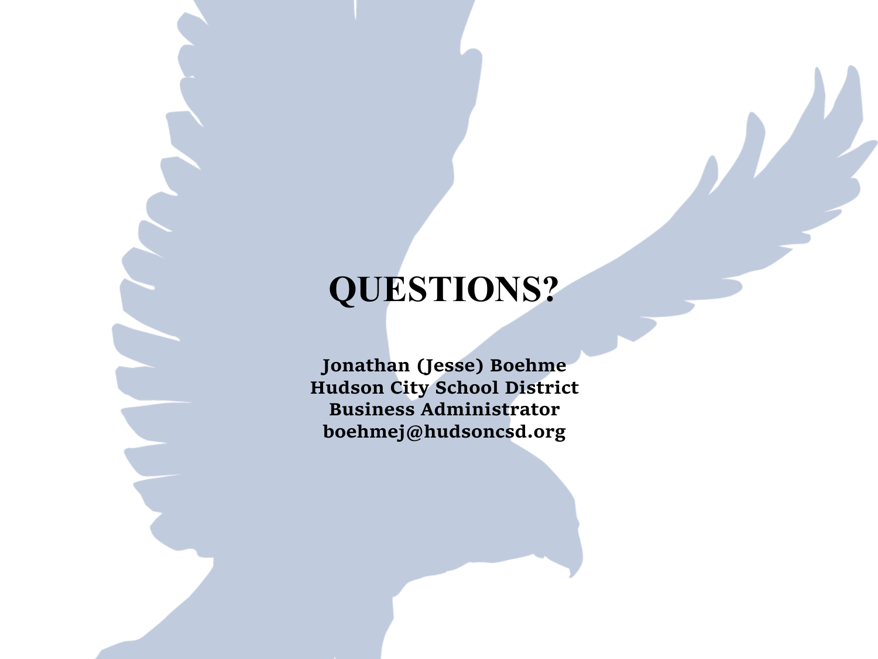# QUESTIONS?

**Jonathan (Jesse) Boehme**
**Hudson City School District**
**Business Administrator**
**boehmej@hudsoncsd.org**